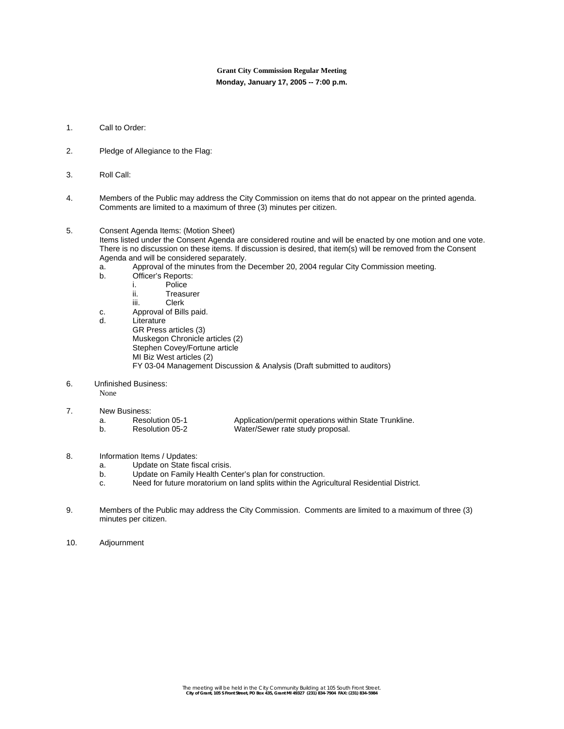**Grant City Commission Regular Meeting**

**Monday, January 17, 2005 -- 7:00 p.m.**

1. Call to Order:

2. Pledge of Allegiance to the Flag:

3. Roll Call:

4. Members of the Public may address the City Commission on items that do not appear on the printed agenda. Comments are limited to a maximum of three (3) minutes per citizen.

5. Consent Agenda Items: (Motion Sheet)
   Items listed under the Consent Agenda are considered routine and will be enacted by one motion and one vote. There is no discussion on these items. If discussion is desired, that item(s) will be removed from the Consent Agenda and will be considered separately.
   a. Approval of the minutes from the December 20, 2004 regular City Commission meeting.
   b. Officer's Reports:
      i. Police
      ii. Treasurer
      iii. Clerk
   c. Approval of Bills paid.
   d. Literature
      GR Press articles (3)
      Muskegon Chronicle articles (2)
      Stephen Covey/Fortune article
      MI Biz West articles (2)
      FY 03-04 Management Discussion & Analysis (Draft submitted to auditors)

6. Unfinished Business:
   None

7. New Business:
   a. Resolution 05-1 — Application/permit operations within State Trunkline.
   b. Resolution 05-2 — Water/Sewer rate study proposal.

8. Information Items / Updates:
   a. Update on State fiscal crisis.
   b. Update on Family Health Center's plan for construction.
   c. Need for future moratorium on land splits within the Agricultural Residential District.

9. Members of the Public may address the City Commission. Comments are limited to a maximum of three (3) minutes per citizen.

10. Adjournment

*The meeting will be held in the City Community Building at 105 South Front Street.*

**City of Grant, 105 S Front Street, PO Box 435, Grant MI 49327 (231) 834-7904 FAX: (231) 834-5984**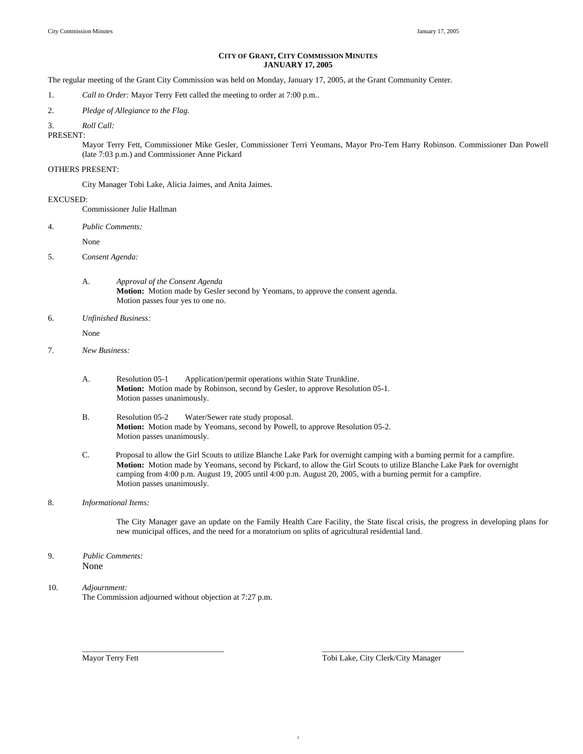**CITY OF GRANT, CITY COMMISSION MINUTES**
**JANUARY 17, 2005**

The regular meeting of the Grant City Commission was held on Monday, January 17, 2005, at the Grant Community Center.

1. *Call to Order:* Mayor Terry Fett called the meeting to order at 7:00 p.m..

2. *Pledge of Allegiance to the Flag.*

3. *Roll Call:*

PRESENT:

Mayor Terry Fett, Commissioner Mike Gesler, Commissioner Terri Yeomans, Mayor Pro-Tem Harry Robinson. Commissioner Dan Powell (late 7:03 p.m.) and Commissioner Anne Pickard

OTHERS PRESENT:

City Manager Tobi Lake, Alicia Jaimes, and Anita Jaimes.

EXCUSED:

Commissioner Julie Hallman

4. *Public Comments:*

None

5. *Consent Agenda:*

A. *Approval of the Consent Agenda*
**Motion:** Motion made by Gesler second by Yeomans, to approve the consent agenda.
Motion passes four yes to one no.

6. *Unfinished Business:*

None

7. *New Business:*

A. Resolution 05-1 Application/permit operations within State Trunkline.
**Motion:** Motion made by Robinson, second by Gesler, to approve Resolution 05-1.
Motion passes unanimously.

B. Resolution 05-2 Water/Sewer rate study proposal.
**Motion:** Motion made by Yeomans, second by Powell, to approve Resolution 05-2.
Motion passes unanimously.

C. Proposal to allow the Girl Scouts to utilize Blanche Lake Park for overnight camping with a burning permit for a campfire.
**Motion:** Motion made by Yeomans, second by Pickard, to allow the Girl Scouts to utilize Blanche Lake Park for overnight camping from 4:00 p.m. August 19, 2005 until 4:00 p.m. August 20, 2005, with a burning permit for a campfire.
Motion passes unanimously.

8. *Informational Items:*

The City Manager gave an update on the Family Health Care Facility, the State fiscal crisis, the progress in developing plans for new municipal offices, and the need for a moratorium on splits of agricultural residential land.

9. *Public Comments:*

None

10. *Adjournment:*

The Commission adjourned without objection at 7:27 p.m.

\_\_\_\_\_\_\_\_\_\_\_\_\_\_\_\_\_\_\_\_\_\_\_\_\_\_\_\_\_\_\_\_\_\_\_\_
Mayor Terry Fett

\_\_\_\_\_\_\_\_\_\_\_\_\_\_\_\_\_\_\_\_\_\_\_\_\_\_\_\_\_\_\_\_\_\_\_\_
Tobi Lake, City Clerk/City Manager